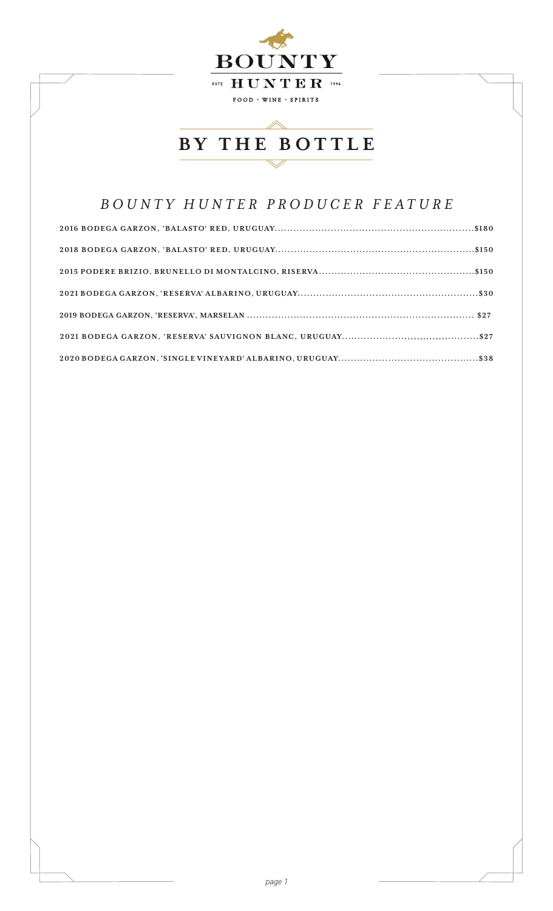# BOUNTY HUNTER

ESTD 1996

FOOD · WINE · SPIRITS

## BY THE BOTTLE

### *BOUNTY HUNTER PRODUCER FEATURE*

**2016 BODEGA GARZON, 'BALASTO' RED, URUGUAY...............................................................$180**

**2018 BODEGA GARZON, 'BALASTO' RED, URUGUAY...............................................................$150**

**2015 PODERE BRIZIO, BRUNELLO DI MONTALCINO, RISERVA.................................................$150**

**2021 BODEGA GARZON, 'RESERVA' ALBARINO, URUGUAY.........................................................$30**

**2019 BODEGA GARZON, 'RESERVA', MARSELAN ........................................................................ $27**

**2021 BODEGA GARZON, 'RESERVA' SAUVIGNON BLANC, URUGUAY...................,,,,,,,,,,,,,,,,,...........$27**

**2020 BODEGA GARZON, 'SINGLE VINEYARD' ALBARINO, URUGUAY............................................$38**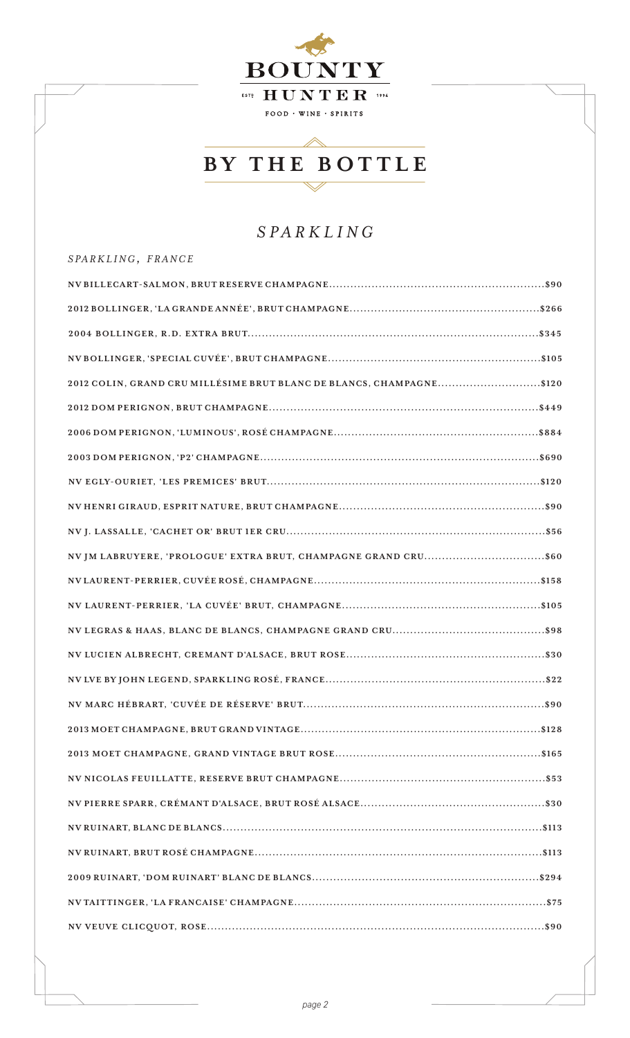# BOUNTY HUNTER

ESTD HUNTER 1996

FOOD · WINE · SPIRITS

## BY THE BOTTLE

### *SPARKLING*

*SPARKLING, FRANCE*

**NV BILLECART-SALMON, BRUT RESERVE CHAMPAGNE**...$90

**2012 BOLLINGER, 'LA GRANDE ANNÉE', BRUT CHAMPAGNE**...$266

**2004 BOLLINGER, R.D. EXTRA BRUT**...$345

**NV BOLLINGER, 'SPECIAL CUVÉE', BRUT CHAMPAGNE**...$105

**2012 COLIN, GRAND CRU MILLÉSIME BRUT BLANC DE BLANCS, CHAMPAGNE**...$120

**2012 DOM PERIGNON, BRUT CHAMPAGNE**...$449

**2006 DOM PERIGNON, 'LUMINOUS', ROSÉ CHAMPAGNE**...$884

**2003 DOM PERIGNON, 'P2' CHAMPAGNE**...$690

**NV EGLY-OURIET, 'LES PREMICES' BRUT**...$120

**NV HENRI GIRAUD, ESPRIT NATURE, BRUT CHAMPAGNE**...$90

**NV J. LASSALLE, 'CACHET OR' BRUT 1ER CRU**...$56

**NV JM LABRUYERE, 'PROLOGUE' EXTRA BRUT, CHAMPAGNE GRAND CRU**...$60

**NV LAURENT-PERRIER, CUVÉE ROSÉ, CHAMPAGNE**...$158

**NV LAURENT-PERRIER, 'LA CUVÉE' BRUT, CHAMPAGNE**...$105

**NV LEGRAS & HAAS, BLANC DE BLANCS, CHAMPAGNE GRAND CRU**...$98

**NV LUCIEN ALBRECHT, CREMANT D'ALSACE, BRUT ROSE**...$30

**NV LVE BY JOHN LEGEND, SPARKLING ROSÉ, FRANCE**...$22

**NV MARC HÉBRART, 'CUVÉE DE RÉSERVE' BRUT**...$90

**2013 MOET CHAMPAGNE, BRUT GRAND VINTAGE**...$128

**2013 MOET CHAMPAGNE, GRAND VINTAGE BRUT ROSE**...$165

**NV NICOLAS FEUILLATTE, RESERVE BRUT CHAMPAGNE**...$53

**NV PIERRE SPARR, CRÉMANT D'ALSACE, BRUT ROSÉ ALSACE**...$30

**NV RUINART, BLANC DE BLANCS**...$113

**NV RUINART, BRUT ROSÉ CHAMPAGNE**...$113

**2009 RUINART, 'DOM RUINART' BLANC DE BLANCS**...$294

**NV TAITTINGER, 'LA FRANCAISE' CHAMPAGNE**...$75

**NV VEUVE CLICQUOT, ROSE**...$90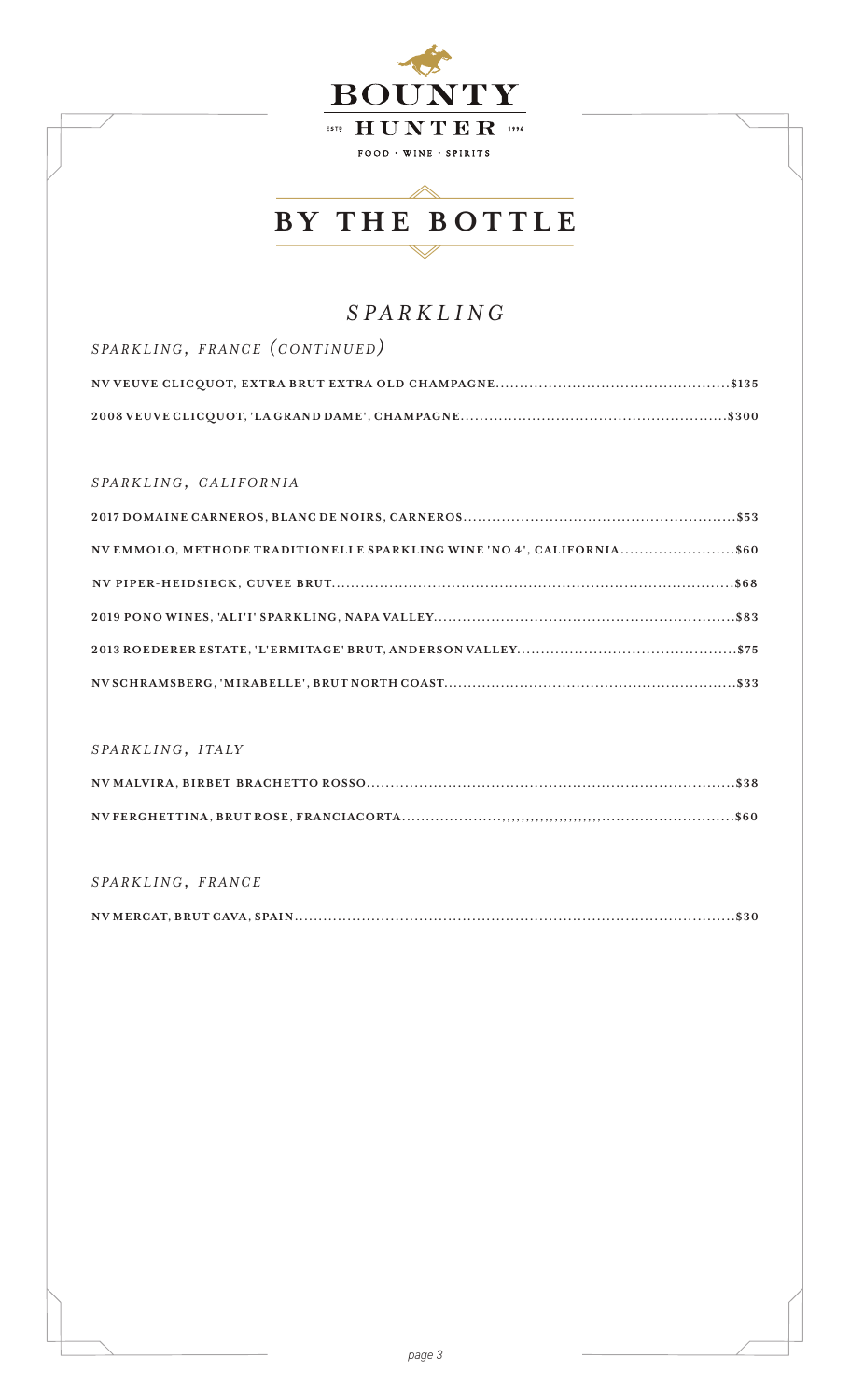BOUNTY

ESTD HUNTER 1994

FOOD · WINE · SPIRITS

# BY THE BOTTLE

## *SPARKLING*

### *SPARKLING, FRANCE (CONTINUED)*

**NV VEUVE CLICQUOT, EXTRA BRUT EXTRA OLD CHAMPAGNE.....\$135**

**2008 VEUVE CLICQUOT, 'LA GRAND DAME', CHAMPAGNE.....\$300**

### *SPARKLING, CALIFORNIA*

**2017 DOMAINE CARNEROS, BLANC DE NOIRS, CARNEROS.....\$53**

**NV EMMOLO, METHODE TRADITIONELLE SPARKLING WINE 'NO 4', CALIFORNIA.....\$60**

**NV PIPER-HEIDSIECK, CUVEE BRUT.....\$68**

**2019 PONO WINES, 'ALI'I' SPARKLING, NAPA VALLEY.....\$83**

**2013 ROEDERER ESTATE, 'L'ERMITAGE' BRUT, ANDERSON VALLEY.....\$75**

**NV SCHRAMSBERG, 'MIRABELLE', BRUT NORTH COAST.....\$33**

### *SPARKLING, ITALY*

**NV MALVIRA, BIRBET BRACHETTO ROSSO.....\$38**

**NV FERGHETTINA, BRUT ROSE, FRANCIACORTA.....\$60**

### *SPARKLING, FRANCE*

**NV MERCAT, BRUT CAVA, SPAIN.....\$30**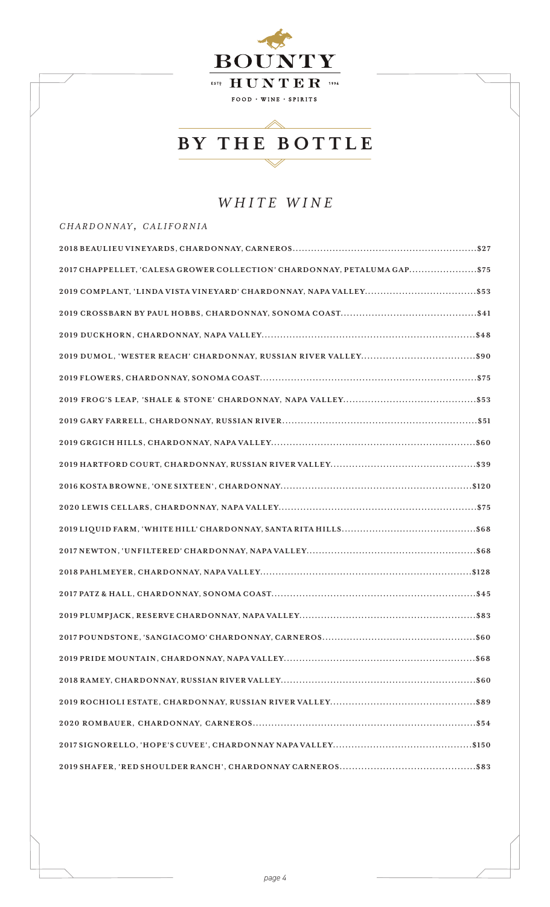# BOUNTY HUNTER

ESTD 1996

FOOD · WINE · SPIRITS

## BY THE BOTTLE

### *WHITE WINE*

*CHARDONNAY, CALIFORNIA*

**2018 BEAULIEU VINEYARDS, CHARDONNAY, CARNEROS..........$27**

**2017 CHAPPELLET, 'CALESA GROWER COLLECTION' CHARDONNAY, PETALUMA GAP..........$75**

**2019 COMPLANT, 'LINDA VISTA VINEYARD' CHARDONNAY, NAPA VALLEY..........$53**

**2019 CROSSBARN BY PAUL HOBBS, CHARDONNAY, SONOMA COAST..........$41**

**2019 DUCKHORN, CHARDONNAY, NAPA VALLEY..........$48**

**2019 DUMOL, 'WESTER REACH' CHARDONNAY, RUSSIAN RIVER VALLEY..........$90**

**2019 FLOWERS, CHARDONNAY, SONOMA COAST..........$75**

**2019 FROG'S LEAP, 'SHALE & STONE' CHARDONNAY, NAPA VALLEY..........$53**

**2019 GARY FARRELL, CHARDONNAY, RUSSIAN RIVER..........$51**

**2019 GRGICH HILLS, CHARDONNAY, NAPA VALLEY..........$60**

**2019 HARTFORD COURT, CHARDONNAY, RUSSIAN RIVER VALLEY..........$39**

**2016 KOSTA BROWNE, 'ONE SIXTEEN', CHARDONNAY..........$120**

**2020 LEWIS CELLARS, CHARDONNAY, NAPA VALLEY..........$75**

**2019 LIQUID FARM, 'WHITE HILL' CHARDONNAY, SANTA RITA HILLS..........$68**

**2017 NEWTON, 'UNFILTERED' CHARDONNAY, NAPA VALLEY..........$68**

**2018 PAHLMEYER, CHARDONNAY, NAPA VALLEY..........$128**

**2017 PATZ & HALL, CHARDONNAY, SONOMA COAST..........$45**

**2019 PLUMPJACK, RESERVE CHARDONNAY, NAPA VALLEY..........$83**

**2017 POUNDSTONE, 'SANGIACOMO' CHARDONNAY, CARNEROS..........$60**

**2019 PRIDE MOUNTAIN, CHARDONNAY, NAPA VALLEY..........$68**

**2018 RAMEY, CHARDONNAY, RUSSIAN RIVER VALLEY..........$60**

**2019 ROCHIOLI ESTATE, CHARDONNAY, RUSSIAN RIVER VALLEY..........$89**

**2020 ROMBAUER, CHARDONNAY, CARNEROS..........$54**

**2017 SIGNORELLO, 'HOPE'S CUVEE', CHARDONNAY NAPA VALLEY..........$150**

**2019 SHAFER, 'RED SHOULDER RANCH', CHARDONNAY CARNEROS..........$83**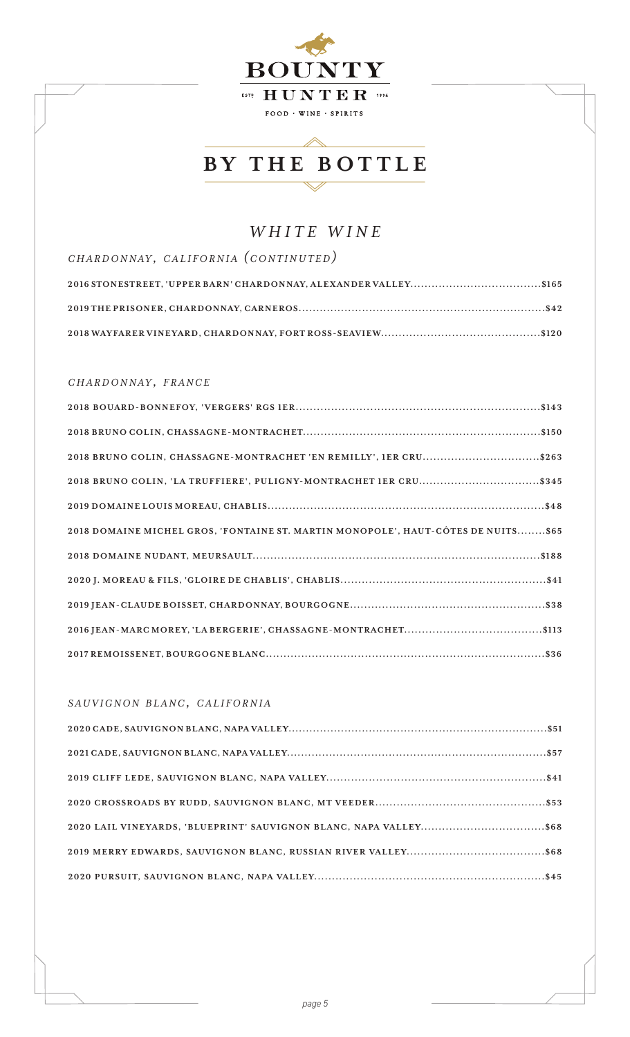# BOUNTY HUNTER

ESTD HUNTER 1996

FOOD · WINE · SPIRITS

## BY THE BOTTLE

## *WHITE WINE*

### *CHARDONNAY, CALIFORNIA (CONTINUTED)*

**2016 STONESTREET, 'UPPER BARN' CHARDONNAY, ALEXANDER VALLEY.....................................$165**

**2019 THE PRISONER, CHARDONNAY, CARNEROS.....................................................................$42**

**2018 WAYFARER VINEYARD, CHARDONNAY, FORT ROSS-SEAVIEW............................................$120**

### *CHARDONNAY, FRANCE*

**2018 BOUARD-BONNEFOY, 'VERGERS' RGS 1ER.....................................................................$143**

**2018 BRUNO COLIN, CHASSAGNE-MONTRACHET..................................................................$150**

**2018 BRUNO COLIN, CHASSAGNE-MONTRACHET 'EN REMILLY', 1ER CRU................................$263**

**2018 BRUNO COLIN, 'LA TRUFFIERE', PULIGNY-MONTRACHET 1ER CRU.................................$345**

**2019 DOMAINE LOUIS MOREAU, CHABLIS.............................................................................$48**

**2018 DOMAINE MICHEL GROS, 'FONTAINE ST. MARTIN MONOPOLE', HAUT-CÔTES DE NUITS........$65**

**2018 DOMAINE NUDANT, MEURSAULT................................................................................$188**

**2020 J. MOREAU & FILS, 'GLOIRE DE CHABLIS', CHABLIS.........................................................$41**

**2019 JEAN-CLAUDE BOISSET, CHARDONNAY, BOURGOGNE......................................................$38**

**2016 JEAN-MARC MOREY, 'LA BERGERIE', CHASSAGNE-MONTRACHET......................................$113**

**2017 REMOISSENET, BOURGOGNE BLANC...............................................................................$36**

### *SAUVIGNON BLANC, CALIFORNIA*

**2020 CADE, SAUVIGNON BLANC, NAPA VALLEY.........................................................................$51**

**2021 CADE, SAUVIGNON BLANC, NAPA VALLEY.........................................................................$57**

**2019 CLIFF LEDE, SAUVIGNON BLANC, NAPA VALLEY.............................................................$41**

**2020 CROSSROADS BY RUDD, SAUVIGNON BLANC, MT VEEDER................................................$53**

**2020 LAIL VINEYARDS, 'BLUEPRINT' SAUVIGNON BLANC, NAPA VALLEY..................................$68**

**2019 MERRY EDWARDS, SAUVIGNON BLANC, RUSSIAN RIVER VALLEY......................................$68**

**2020 PURSUIT, SAUVIGNON BLANC, NAPA VALLEY.................................................................$45**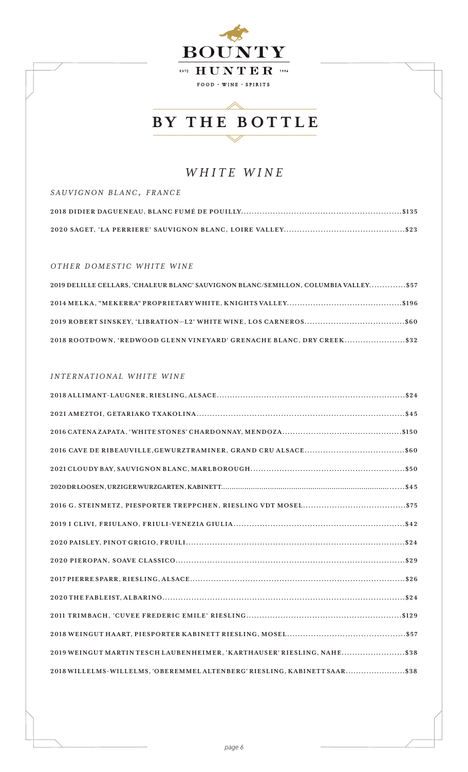# BOUNTY HUNTER

ESTD HUNTER 1994

FOOD · WINE · SPIRITS

# BY THE BOTTLE

## *WHITE WINE*

### *SAUVIGNON BLANC, FRANCE*

**2018 DIDIER DAGUENEAU, BLANC FUMÉ DE POUILLY..........$135**

**2020 SAGET, 'LA PERRIERE' SAUVIGNON BLANC, LOIRE VALLEY..........$23**

### *OTHER DOMESTIC WHITE WINE*

**2019 DELILLE CELLARS, 'CHALEUR BLANC' SAUVIGNON BLANC/SEMILLON, COLUMBIA VALLEY..........$57**

**2014 MELKA, "MEKERRA" PROPRIETARY WHITE, KNIGHTS VALLEY..........$196**

**2019 ROBERT SINSKEY, 'LIBRATION—L2' WHITE WINE, LOS CARNEROS..........$60**

**2018 ROOTDOWN, 'REDWOOD GLENN VINEYARD' GRENACHE BLANC, DRY CREEK..........$32**

### *INTERNATIONAL WHITE WINE*

**2018 ALLIMANT-LAUGNER, RIESLING, ALSACE..........$24**

**2021 AMEZTOI, GETARIAKO TXAKOLINA..........$45**

**2016 CATENA ZAPATA, 'WHITE STONES' CHARDONNAY, MENDOZA..........$150**

**2016 CAVE DE RIBEAUVILLE, GEWURZTRAMINER, GRAND CRU ALSACE..........$60**

**2021 CLOUDY BAY, SAUVIGNON BLANC, MARLBOROUGH..........$50**

**2020 DR LOOSEN, URZIGER WURZGARTEN, KABINETT..........$45**

**2016 G. STEINMETZ, PIESPORTER TREPPCHEN, RIESLING VDT MOSEL..........$75**

**2019 I CLIVI, FRIULANO, FRIULI-VENEZIA GIULIA..........$42**

**2020 PAISLEY, PINOT GRIGIO, FRUILI..........$24**

**2020 PIEROPAN, SOAVE CLASSICO..........$29**

**2017 PIERRE SPARR, RIESLING, ALSACE..........$26**

**2020 THE FABLEIST, ALBARINO..........$24**

**2011 TRIMBACH, 'CUVEE FREDERIC EMILE' RIESLING..........$129**

**2018 WEINGUT HAART, PIESPORTER KABINETT RIESLING, MOSEL..........$57**

**2019 WEINGUT MARTIN TESCH LAUBENHEIMER, 'KARTHAUSER' RIESLING, NAHE..........$38**

**2018 WILLELMS-WILLELMS, 'OBEREMMEL ALTENBERG' RIESLING, KABINETT SAAR..........$38**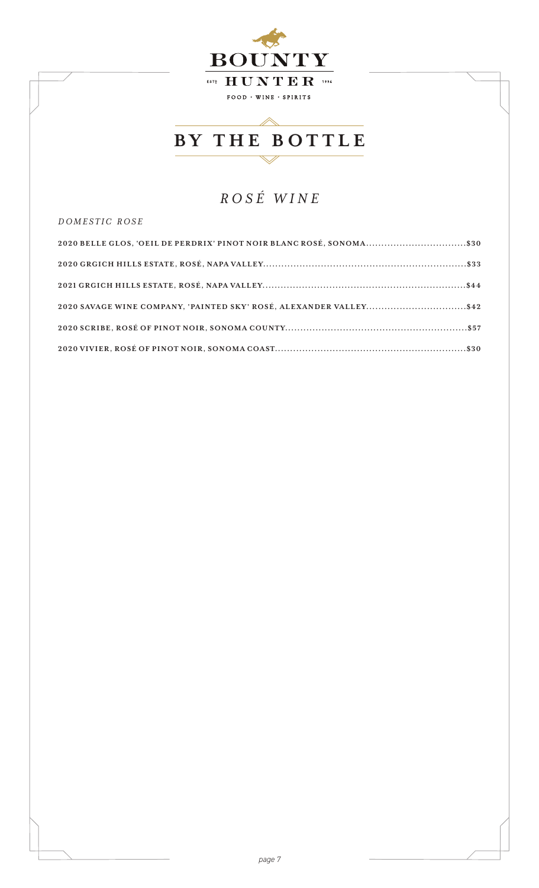# BOUNTY HUNTER

ESTD 1994

FOOD · WINE · SPIRITS

## BY THE BOTTLE

### *ROSÉ WINE*

*DOMESTIC ROSE*

**2020 BELLE GLOS, 'OEIL DE PERDRIX' PINOT NOIR BLANC ROSÉ, SONOMA..................................$30**

**2020 GRGICH HILLS ESTATE, ROSÉ, NAPA VALLEY..................................................................$33**

**2021 GRGICH HILLS ESTATE, ROSÉ, NAPA VALLEY..................................................................$44**

**2020 SAVAGE WINE COMPANY, 'PAINTED SKY' ROSÉ, ALEXANDER VALLEY..................................$42**

**2020 SCRIBE, ROSÉ OF PINOT NOIR, SONOMA COUNTY............................................................$57**

**2020 VIVIER, ROSÉ OF PINOT NOIR, SONOMA COAST...............................................................$30**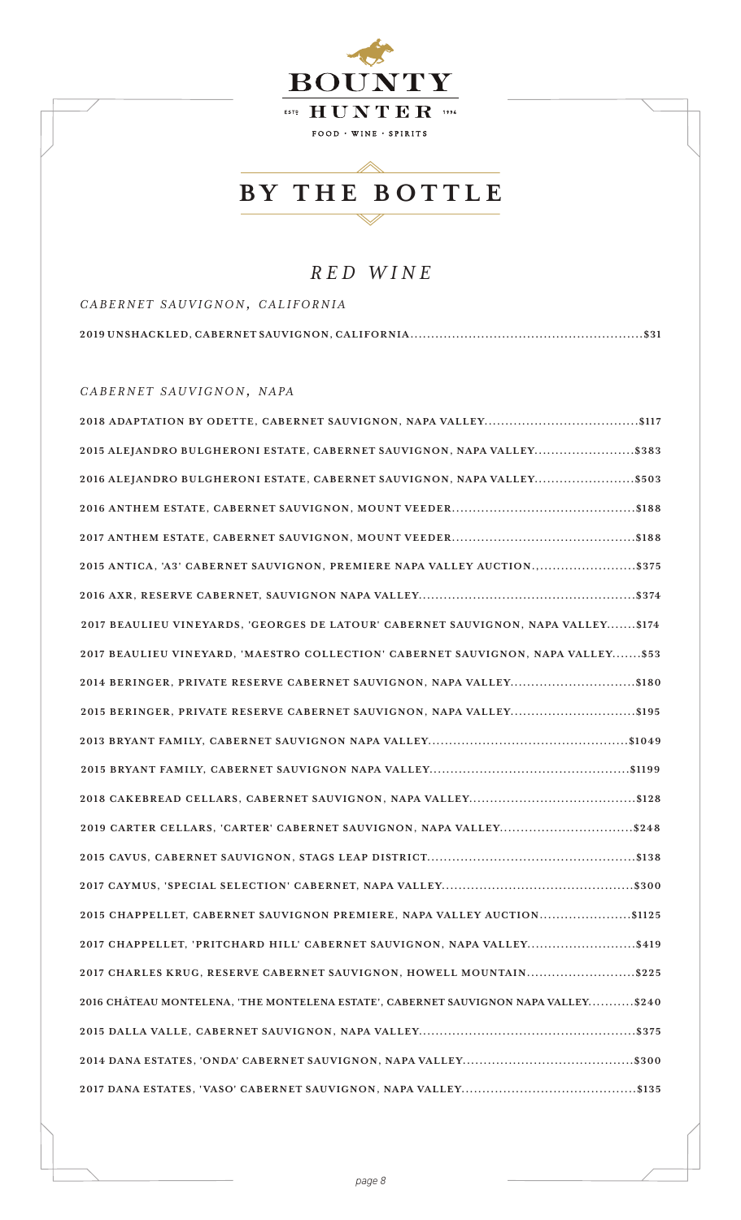# BOUNTY HUNTER

ESTD 1996

FOOD · WINE · SPIRITS

## BY THE BOTTLE

## *RED WINE*

### *CABERNET SAUVIGNON, CALIFORNIA*

**2019 UNSHACKLED, CABERNET SAUVIGNON, CALIFORNIA......................................................$31**

### *CABERNET SAUVIGNON, NAPA*

**2018 ADAPTATION BY ODETTE, CABERNET SAUVIGNON, NAPA VALLEY....................................$117**

**2015 ALEJANDRO BULGHERONI ESTATE, CABERNET SAUVIGNON, NAPA VALLEY.......................$383**

**2016 ALEJANDRO BULGHERONI ESTATE, CABERNET SAUVIGNON, NAPA VALLEY.......................$503**

**2016 ANTHEM ESTATE, CABERNET SAUVIGNON, MOUNT VEEDER...........................................$188**

**2017 ANTHEM ESTATE, CABERNET SAUVIGNON, MOUNT VEEDER...........................................$188**

**2015 ANTICA, 'A3' CABERNET SAUVIGNON, PREMIERE NAPA VALLEY AUCTION,........................$375**

**2016 AXR, RESERVE CABERNET, SAUVIGNON NAPA VALLEY..................................................$374**

**2017 BEAULIEU VINEYARDS, 'GEORGES DE LATOUR' CABERNET SAUVIGNON, NAPA VALLEY.......$174**

**2017 BEAULIEU VINEYARD, 'MAESTRO COLLECTION' CABERNET SAUVIGNON, NAPA VALLEY.......$53**

**2014 BERINGER, PRIVATE RESERVE CABERNET SAUVIGNON, NAPA VALLEY.............................$180**

**2015 BERINGER, PRIVATE RESERVE CABERNET SAUVIGNON, NAPA VALLEY.............................$195**

**2013 BRYANT FAMILY, CABERNET SAUVIGNON NAPA VALLEY................................................$1049**

**2015 BRYANT FAMILY, CABERNET SAUVIGNON NAPA VALLEY................................................$1199**

**2018 CAKEBREAD CELLARS, CABERNET SAUVIGNON, NAPA VALLEY.......................................$128**

**2019 CARTER CELLARS, 'CARTER' CABERNET SAUVIGNON, NAPA VALLEY................................$248**

**2015 CAVUS, CABERNET SAUVIGNON, STAGS LEAP DISTRICT.................................................$138**

**2017 CAYMUS, 'SPECIAL SELECTION' CABERNET, NAPA VALLEY.............................................$300**

**2015 CHAPPELLET, CABERNET SAUVIGNON PREMIERE, NAPA VALLEY AUCTION......................$1125**

**2017 CHAPPELLET, 'PRITCHARD HILL' CABERNET SAUVIGNON, NAPA VALLEY..........................$419**

**2017 CHARLES KRUG, RESERVE CABERNET SAUVIGNON, HOWELL MOUNTAIN..........................$225**

**2016 CHÂTEAU MONTELENA, 'THE MONTELENA ESTATE', CABERNET SAUVIGNON NAPA VALLEY...........$240**

**2015 DALLA VALLE, CABERNET SAUVIGNON, NAPA VALLEY...................................................$375**

**2014 DANA ESTATES, 'ONDA' CABERNET SAUVIGNON, NAPA VALLEY........................................$300**

**2017 DANA ESTATES, 'VASO' CABERNET SAUVIGNON, NAPA VALLEY.........................................$135**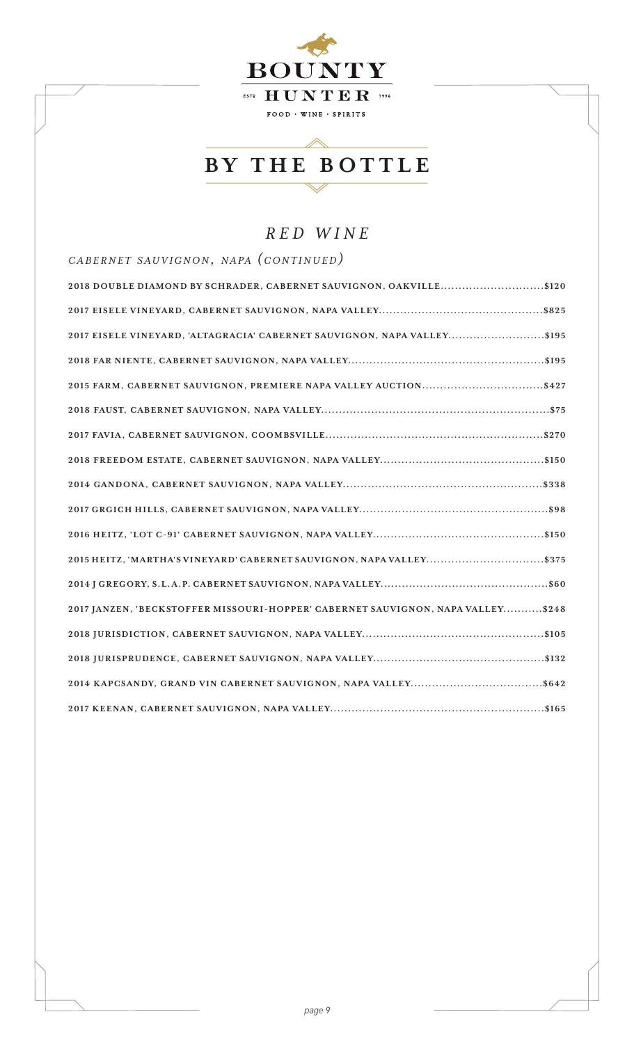# BOUNTY HUNTER

ESTD 1994

FOOD · WINE · SPIRITS

## BY THE BOTTLE

### *RED WINE*

*CABERNET SAUVIGNON, NAPA (CONTINUED)*

**2018 DOUBLE DIAMOND BY SCHRADER, CABERNET SAUVIGNON, OAKVILLE.............................$120**

**2017 EISELE VINEYARD, CABERNET SAUVIGNON, NAPA VALLEY..............................................$825**

**2017 EISELE VINEYARD, 'ALTAGRACIA' CABERNET SAUVIGNON, NAPA VALLEY...........................$195**

**2018 FAR NIENTE, CABERNET SAUVIGNON, NAPA VALLEY.......................................................$195**

**2015 FARM, CABERNET SAUVIGNON, PREMIERE NAPA VALLEY AUCTION..................................$427**

**2018 FAUST, CABERNET SAUVIGNON, NAPA VALLEY.................................................................$75**

**2017 FAVIA, CABERNET SAUVIGNON, COOMBSVILLE.............................................................$270**

**2018 FREEDOM ESTATE, CABERNET SAUVIGNON, NAPA VALLEY..............................................$150**

**2014 GANDONA, CABERNET SAUVIGNON, NAPA VALLEY........................................................$338**

**2017 GRGICH HILLS, CABERNET SAUVIGNON, NAPA VALLEY.....................................................$98**

**2016 HEITZ, 'LOT C-91' CABERNET SAUVIGNON, NAPA VALLEY................................................$150**

**2015 HEITZ, 'MARTHA'S VINEYARD' CABERNET SAUVIGNON, NAPA VALLEY.................................$375**

**2014 J GREGORY, S.L.A.P. CABERNET SAUVIGNON, NAPA VALLEY...............................................$60**

**2017 JANZEN, 'BECKSTOFFER MISSOURI-HOPPER' CABERNET SAUVIGNON, NAPA VALLEY...........$248**

**2018 JURISDICTION, CABERNET SAUVIGNON, NAPA VALLEY...................................................$105**

**2018 JURISPRUDENCE, CABERNET SAUVIGNON, NAPA VALLEY................................................$132**

**2014 KAPCSANDY, GRAND VIN CABERNET SAUVIGNON, NAPA VALLEY.....................................$642**

**2017 KEENAN, CABERNET SAUVIGNON, NAPA VALLEY............................................................$165**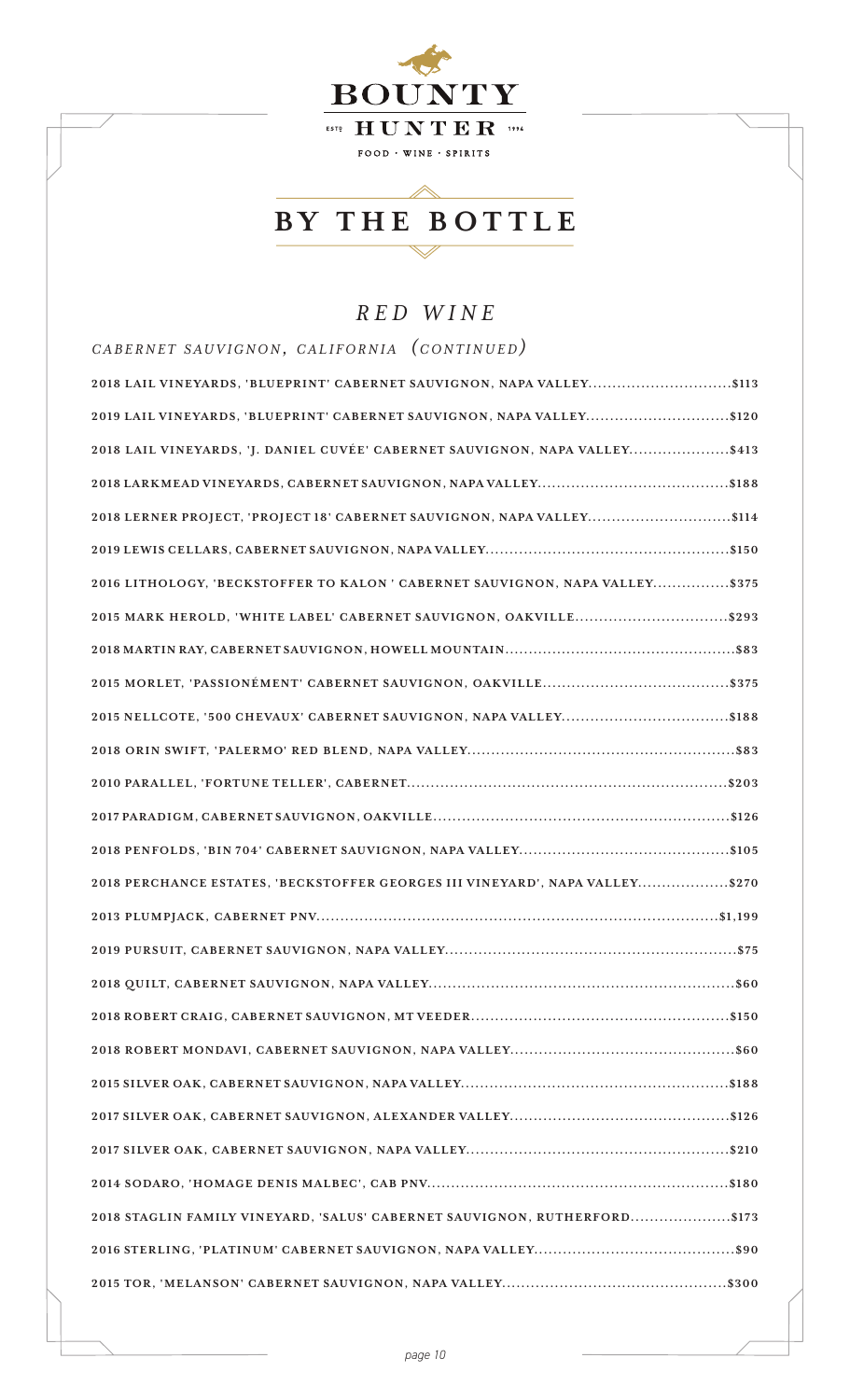# BOUNTY HUNTER

ESTD HUNTER 1994

FOOD · WINE · SPIRITS

## BY THE BOTTLE

### *RED WINE*

*CABERNET SAUVIGNON, CALIFORNIA (CONTINUED)*

2018 LAIL VINEYARDS, 'BLUEPRINT' CABERNET SAUVIGNON, NAPA VALLEY..............................$113

2019 LAIL VINEYARDS, 'BLUEPRINT' CABERNET SAUVIGNON, NAPA VALLEY..............................$120

2018 LAIL VINEYARDS, 'J. DANIEL CUVÉE' CABERNET SAUVIGNON, NAPA VALLEY.....................$413

2018 LARKMEAD VINEYARDS, CABERNET SAUVIGNON, NAPA VALLEY........................................$188

2018 LERNER PROJECT, 'PROJECT 18' CABERNET SAUVIGNON, NAPA VALLEY..............................$114

2019 LEWIS CELLARS, CABERNET SAUVIGNON, NAPA VALLEY..................................................$150

2016 LITHOLOGY, 'BECKSTOFFER TO KALON ' CABERNET SAUVIGNON, NAPA VALLEY................$375

2015 MARK HEROLD, 'WHITE LABEL' CABERNET SAUVIGNON, OAKVILLE................................$293

2018 MARTIN RAY, CABERNET SAUVIGNON, HOWELL MOUNTAIN.................................................$83

2015 MORLET, 'PASSIONÉMENT' CABERNET SAUVIGNON, OAKVILLE......................................$375

2015 NELLCOTE, '500 CHEVAUX' CABERNET SAUVIGNON, NAPA VALLEY..................................$188

2018 ORIN SWIFT, 'PALERMO' RED BLEND, NAPA VALLEY.......................................................$83

2010 PARALLEL, 'FORTUNE TELLER', CABERNET..................................................................$203

2017 PARADIGM, CABERNET SAUVIGNON, OAKVILLE.............................................................$126

2018 PENFOLDS, 'BIN 704' CABERNET SAUVIGNON, NAPA VALLEY...........................................$105

2018 PERCHANCE ESTATES, 'BECKSTOFFER GEORGES III VINEYARD', NAPA VALLEY...................$270

2013 PLUMPJACK, CABERNET PNV...................................................................................$1,199

2019 PURSUIT, CABERNET SAUVIGNON, NAPA VALLEY............................................................$75

2018 QUILT, CABERNET SAUVIGNON, NAPA VALLEY...............................................................$60

2018 ROBERT CRAIG, CABERNET SAUVIGNON, MT VEEDER.....................................................$150

2018 ROBERT MONDAVI, CABERNET SAUVIGNON, NAPA VALLEY..............................................$60

2015 SILVER OAK, CABERNET SAUVIGNON, NAPA VALLEY.......................................................$188

2017 SILVER OAK, CABERNET SAUVIGNON, ALEXANDER VALLEY.............................................$126

2017 SILVER OAK, CABERNET SAUVIGNON, NAPA VALLEY......................................................$210

2014 SODARO, 'HOMAGE DENIS MALBEC', CAB PNV..............................................................$180

2018 STAGLIN FAMILY VINEYARD, 'SALUS' CABERNET SAUVIGNON, RUTHERFORD.....................$173

2016 STERLING, 'PLATINUM' CABERNET SAUVIGNON, NAPA VALLEY.........................................$90

2015 TOR, 'MELANSON' CABERNET SAUVIGNON, NAPA VALLEY..............................................$300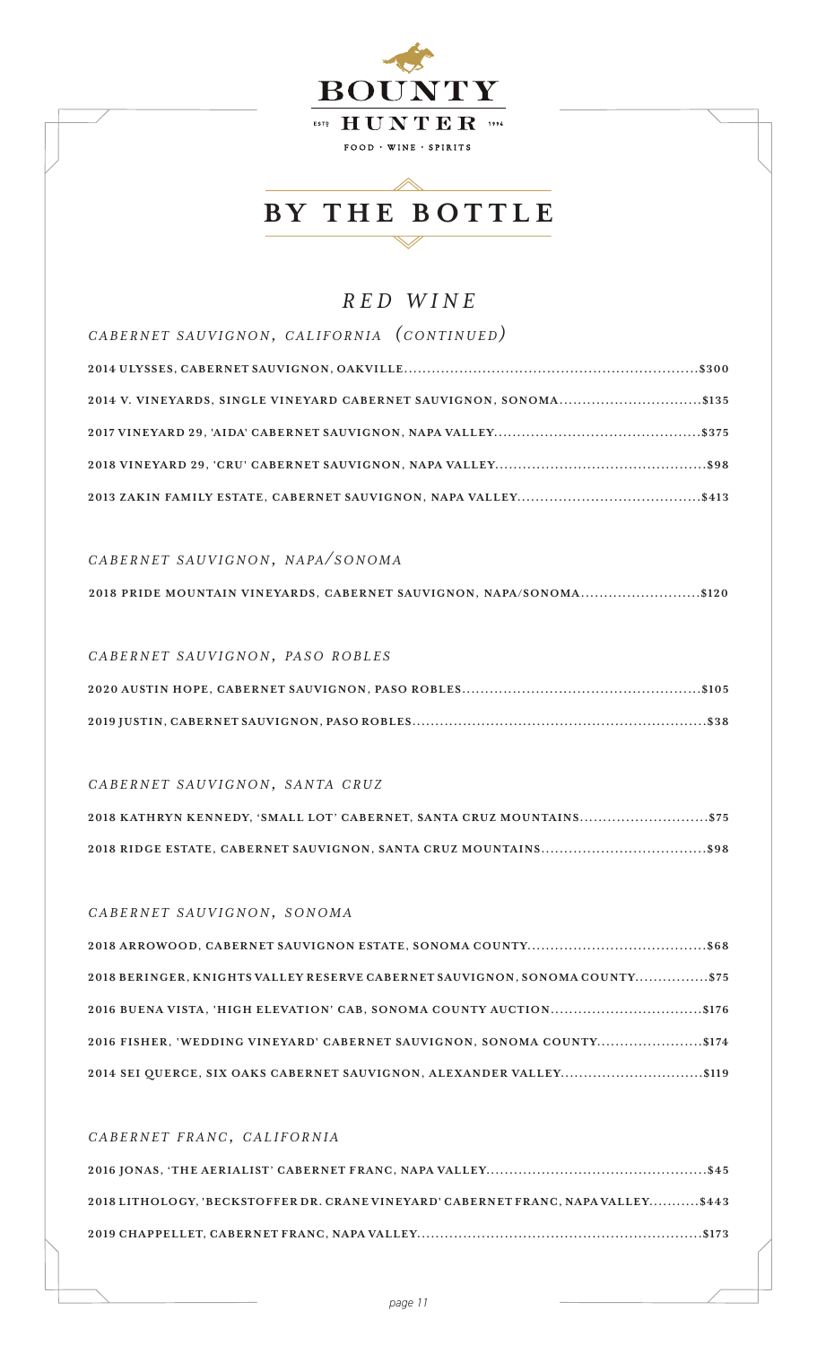# BOUNTY HUNTER

ESTD 1994

FOOD · WINE · SPIRITS

## BY THE BOTTLE

## *RED WINE*

### *CABERNET SAUVIGNON, CALIFORNIA (CONTINUED)*

**2014 ULYSSES, CABERNET SAUVIGNON, OAKVILLE..........$300**

**2014 V. VINEYARDS, SINGLE VINEYARD CABERNET SAUVIGNON, SONOMA..........$135**

**2017 VINEYARD 29, 'AIDA' CABERNET SAUVIGNON, NAPA VALLEY..........$375**

**2018 VINEYARD 29, 'CRU' CABERNET SAUVIGNON, NAPA VALLEY..........$98**

**2013 ZAKIN FAMILY ESTATE, CABERNET SAUVIGNON, NAPA VALLEY..........$413**

### *CABERNET SAUVIGNON, NAPA/SONOMA*

**2018 PRIDE MOUNTAIN VINEYARDS, CABERNET SAUVIGNON, NAPA/SONOMA..........$120**

### *CABERNET SAUVIGNON, PASO ROBLES*

**2020 AUSTIN HOPE, CABERNET SAUVIGNON, PASO ROBLES..........$105**

**2019 JUSTIN, CABERNET SAUVIGNON, PASO ROBLES..........$38**

### *CABERNET SAUVIGNON, SANTA CRUZ*

**2018 KATHRYN KENNEDY, 'SMALL LOT' CABERNET, SANTA CRUZ MOUNTAINS..........$75**

**2018 RIDGE ESTATE, CABERNET SAUVIGNON, SANTA CRUZ MOUNTAINS..........$98**

### *CABERNET SAUVIGNON, SONOMA*

**2018 ARROWOOD, CABERNET SAUVIGNON ESTATE, SONOMA COUNTY..........$68**

**2018 BERINGER, KNIGHTS VALLEY RESERVE CABERNET SAUVIGNON, SONOMA COUNTY..........$75**

**2016 BUENA VISTA, 'HIGH ELEVATION' CAB, SONOMA COUNTY AUCTION..........$176**

**2016 FISHER, 'WEDDING VINEYARD' CABERNET SAUVIGNON, SONOMA COUNTY..........$174**

**2014 SEI QUERCE, SIX OAKS CABERNET SAUVIGNON, ALEXANDER VALLEY..........$119**

### *CABERNET FRANC, CALIFORNIA*

**2016 JONAS, 'THE AERIALIST' CABERNET FRANC, NAPA VALLEY..........$45**

**2018 LITHOLOGY, 'BECKSTOFFER DR. CRANE VINEYARD' CABERNET FRANC, NAPA VALLEY..........$443**

**2019 CHAPPELLET, CABERNET FRANC, NAPA VALLEY..........$173**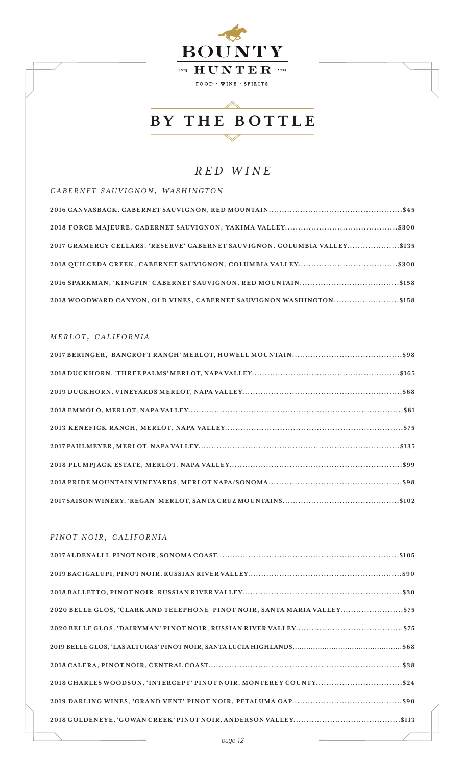# BOUNTY HUNTER

ESTD 1996

FOOD · WINE · SPIRITS

## BY THE BOTTLE

## *RED WINE*

### *CABERNET SAUVIGNON, WASHINGTON*

**2016 CANVASBACK, CABERNET SAUVIGNON, RED MOUNTAIN..................................................$45**

**2018 FORCE MAJEURE, CABERNET SAUVIGNON, YAKIMA VALLEY..........................................$300**

**2017 GRAMERCY CELLARS, 'RESERVE' CABERNET SAUVIGNON, COLUMBIA VALLEY....................$135**

**2018 QUILCEDA CREEK, CABERNET SAUVIGNON, COLUMBIA VALLEY......................................$300**

**2016 SPARKMAN, 'KINGPIN' CABERNET SAUVIGNON, RED MOUNTAIN......................................$158**

**2018 WOODWARD CANYON, OLD VINES, CABERNET SAUVIGNON WASHINGTON.........................$158**

### *MERLOT, CALIFORNIA*

**2017 BERINGER, 'BANCROFT RANCH' MERLOT, HOWELL MOUNTAIN..........................................$98**

**2018 DUCKHORN, 'THREE PALMS' MERLOT, NAPA VALLEY........................................................$165**

**2019 DUCKHORN, VINEYARDS MERLOT, NAPA VALLEY............................................................$68**

**2018 EMMOLO, MERLOT, NAPA VALLEY..................................................................................$81**

**2013 KENEFICK RANCH, MERLOT, NAPA VALLEY....................................................................$75**

**2017 PAHLMEYER, MERLOT, NAPA VALLEY............................................................................$135**

**2018 PLUMPJACK ESTATE, MERLOT, NAPA VALLEY..................................................................$99**

**2018 PRIDE MOUNTAIN VINEYARDS, MERLOT NAPA/SONOMA...................................................$98**

**2017 SAISON WINERY, 'REGAN' MERLOT, SANTA CRUZ MOUNTAINS............................................$102**

### *PINOT NOIR, CALIFORNIA*

**2017 ALDENALLI, PINOT NOIR, SONOMA COAST.....................................................................$105**

**2019 BACIGALUPI, PINOT NOIR, RUSSIAN RIVER VALLEY..........................................................$90**

**2018 BALLETTO, PINOT NOIR, RUSSIAN RIVER VALLEY............................................................$30**

**2020 BELLE GLOS, 'CLARK AND TELEPHONE' PINOT NOIR, SANTA MARIA VALLEY........................$75**

**2020 BELLE GLOS, 'DAIRYMAN' PINOT NOIR, RUSSIAN RIVER VALLEY.........................................$75**

**2019 BELLE GLOS, 'LAS ALTURAS' PINOT NOIR, SANTA LUCIA HIGHLANDS...............................................$68**

**2018 CALERA, PINOT NOIR, CENTRAL COAST.........................................................................$38**

**2018 CHARLES WOODSON, 'INTERCEPT' PINOT NOIR, MONTEREY COUNTY.................................$24**

**2019 DARLING WINES, 'GRAND VENT' PINOT NOIR, PETALUMA GAP.........................................$90**

**2018 GOLDENEYE, 'GOWAN CREEK' PINOT NOIR, ANDERSON VALLEY.........................................$113**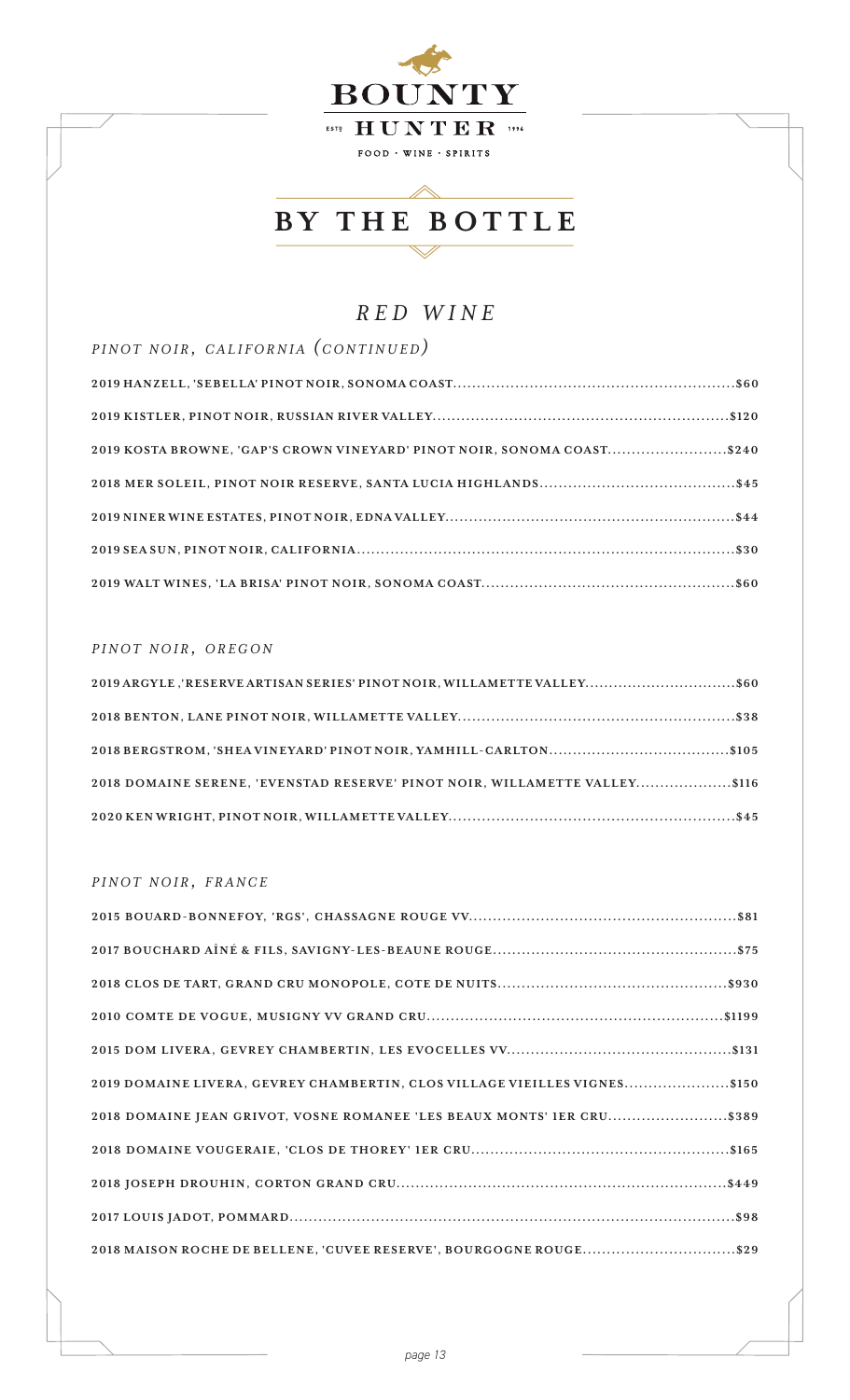# BOUNTY HUNTER

ESTD 1994

FOOD · WINE · SPIRITS

## BY THE BOTTLE

## *RED WINE*

### *PINOT NOIR, CALIFORNIA (CONTINUED)*

**2019 HANZELL, 'SEBELLA' PINOT NOIR, SONOMA COAST..........$60**

**2019 KISTLER, PINOT NOIR, RUSSIAN RIVER VALLEY..........$120**

**2019 KOSTA BROWNE, 'GAP'S CROWN VINEYARD' PINOT NOIR, SONOMA COAST..........$240**

**2018 MER SOLEIL, PINOT NOIR RESERVE, SANTA LUCIA HIGHLANDS..........$45**

**2019 NINER WINE ESTATES, PINOT NOIR, EDNA VALLEY..........$44**

**2019 SEA SUN, PINOT NOIR, CALIFORNIA..........$30**

**2019 WALT WINES, 'LA BRISA' PINOT NOIR, SONOMA COAST..........$60**

### *PINOT NOIR, OREGON*

**2019 ARGYLE ,'RESERVE ARTISAN SERIES' PINOT NOIR, WILLAMETTE VALLEY..........$60**

**2018 BENTON, LANE PINOT NOIR, WILLAMETTE VALLEY..........$38**

**2018 BERGSTROM, 'SHEA VINEYARD' PINOT NOIR, YAMHILL-CARLTON..........$105**

**2018 DOMAINE SERENE, 'EVENSTAD RESERVE' PINOT NOIR, WILLAMETTE VALLEY..........$116**

**2020 KEN WRIGHT, PINOT NOIR, WILLAMETTE VALLEY..........$45**

### *PINOT NOIR, FRANCE*

**2015 BOUARD-BONNEFOY, 'RGS', CHASSAGNE ROUGE VV..........$81**

**2017 BOUCHARD AÎNÉ & FILS, SAVIGNY-LES-BEAUNE ROUGE..........$75**

**2018 CLOS DE TART, GRAND CRU MONOPOLE, COTE DE NUITS..........$930**

**2010 COMTE DE VOGUE, MUSIGNY VV GRAND CRU..........$1199**

**2015 DOM LIVERA, GEVREY CHAMBERTIN, LES EVOCELLES VV..........$131**

**2019 DOMAINE LIVERA, GEVREY CHAMBERTIN, CLOS VILLAGE VIEILLES VIGNES..........$150**

**2018 DOMAINE JEAN GRIVOT, VOSNE ROMANEE 'LES BEAUX MONTS' 1ER CRU..........$389**

**2018 DOMAINE VOUGERAIE, 'CLOS DE THOREY' 1ER CRU..........$165**

**2018 JOSEPH DROUHIN, CORTON GRAND CRU..........$449**

**2017 LOUIS JADOT, POMMARD..........$98**

**2018 MAISON ROCHE DE BELLENE, 'CUVEE RESERVE', BOURGOGNE ROUGE..........$29**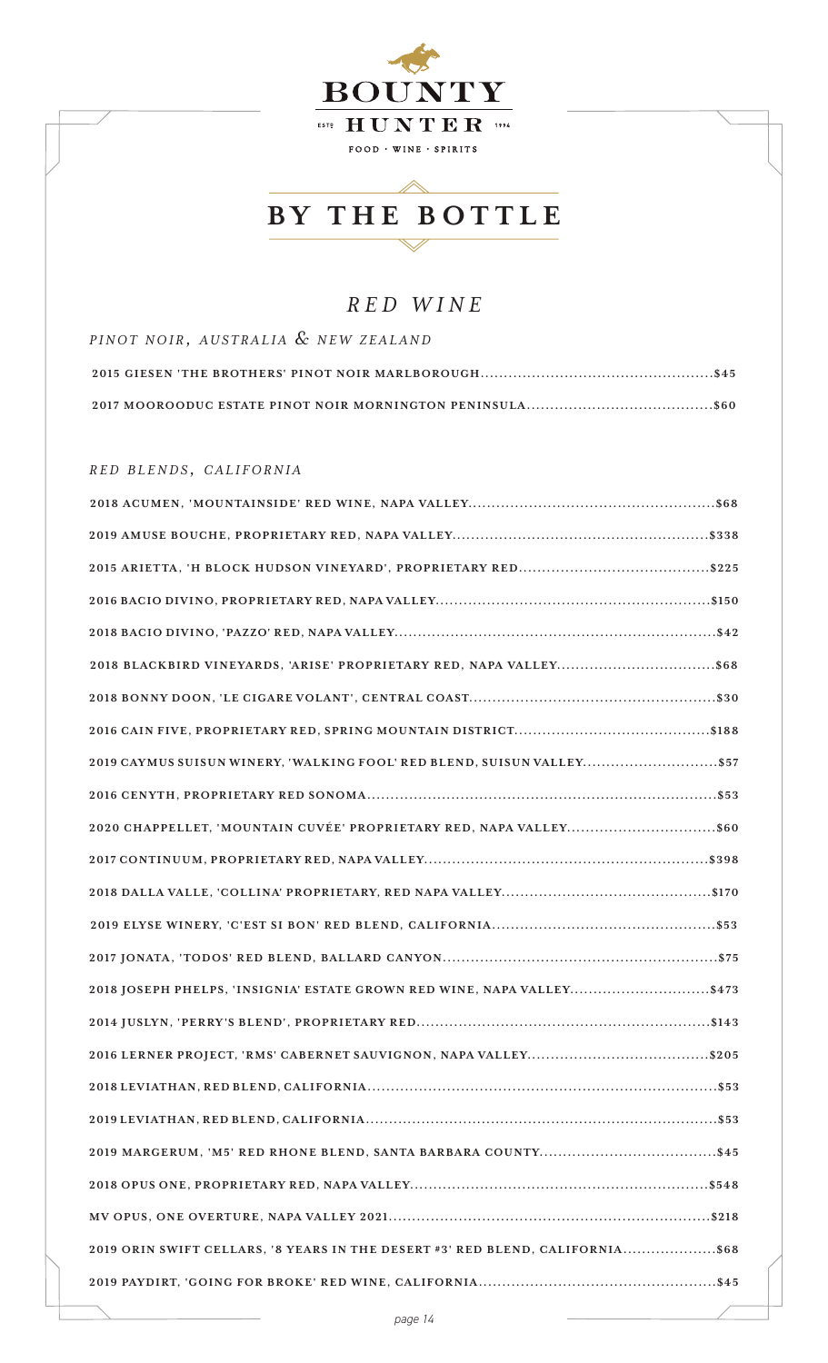BOUNTY HUNTER

ESTD 1994

FOOD · WINE · SPIRITS

# BY THE BOTTLE

## *RED WINE*

### *PINOT NOIR, AUSTRALIA & NEW ZEALAND*

**2015 GIESEN 'THE BROTHERS' PINOT NOIR MARLBOROUGH.......$45**

**2017 MOOROODUC ESTATE PINOT NOIR MORNINGTON PENINSULA.......$60**

### *RED BLENDS, CALIFORNIA*

**2018 ACUMEN, 'MOUNTAINSIDE' RED WINE, NAPA VALLEY.......$68**

**2019 AMUSE BOUCHE, PROPRIETARY RED, NAPA VALLEY.......$338**

**2015 ARIETTA, 'H BLOCK HUDSON VINEYARD', PROPRIETARY RED.......$225**

**2016 BACIO DIVINO, PROPRIETARY RED, NAPA VALLEY.......$150**

**2018 BACIO DIVINO, 'PAZZO' RED, NAPA VALLEY.......$42**

**2018 BLACKBIRD VINEYARDS, 'ARISE' PROPRIETARY RED, NAPA VALLEY.......$68**

**2018 BONNY DOON, 'LE CIGARE VOLANT', CENTRAL COAST.......$30**

**2016 CAIN FIVE, PROPRIETARY RED, SPRING MOUNTAIN DISTRICT.......$188**

**2019 CAYMUS SUISUN WINERY, 'WALKING FOOL' RED BLEND, SUISUN VALLEY.......$57**

**2016 CENYTH, PROPRIETARY RED SONOMA.......$53**

**2020 CHAPPELLET, 'MOUNTAIN CUVÉE' PROPRIETARY RED, NAPA VALLEY.......$60**

**2017 CONTINUUM, PROPRIETARY RED, NAPA VALLEY.......$398**

**2018 DALLA VALLE, 'COLLINA' PROPRIETARY, RED NAPA VALLEY.......$170**

**2019 ELYSE WINERY, 'C'EST SI BON' RED BLEND, CALIFORNIA.......$53**

**2017 JONATA, 'TODOS' RED BLEND, BALLARD CANYON.......$75**

**2018 JOSEPH PHELPS, 'INSIGNIA' ESTATE GROWN RED WINE, NAPA VALLEY.......$473**

**2014 JUSLYN, 'PERRY'S BLEND', PROPRIETARY RED.......$143**

**2016 LERNER PROJECT, 'RMS' CABERNET SAUVIGNON, NAPA VALLEY.......$205**

**2018 LEVIATHAN, RED BLEND, CALIFORNIA.......$53**

**2019 LEVIATHAN, RED BLEND, CALIFORNIA.......$53**

**2019 MARGERUM, 'M5' RED RHONE BLEND, SANTA BARBARA COUNTY.......$45**

**2018 OPUS ONE, PROPRIETARY RED, NAPA VALLEY.......$548**

**MV OPUS, ONE OVERTURE, NAPA VALLEY 2021.......$218**

**2019 ORIN SWIFT CELLARS, '8 YEARS IN THE DESERT #3' RED BLEND, CALIFORNIA.......$68**

**2019 PAYDIRT, 'GOING FOR BROKE' RED WINE, CALIFORNIA.......$45**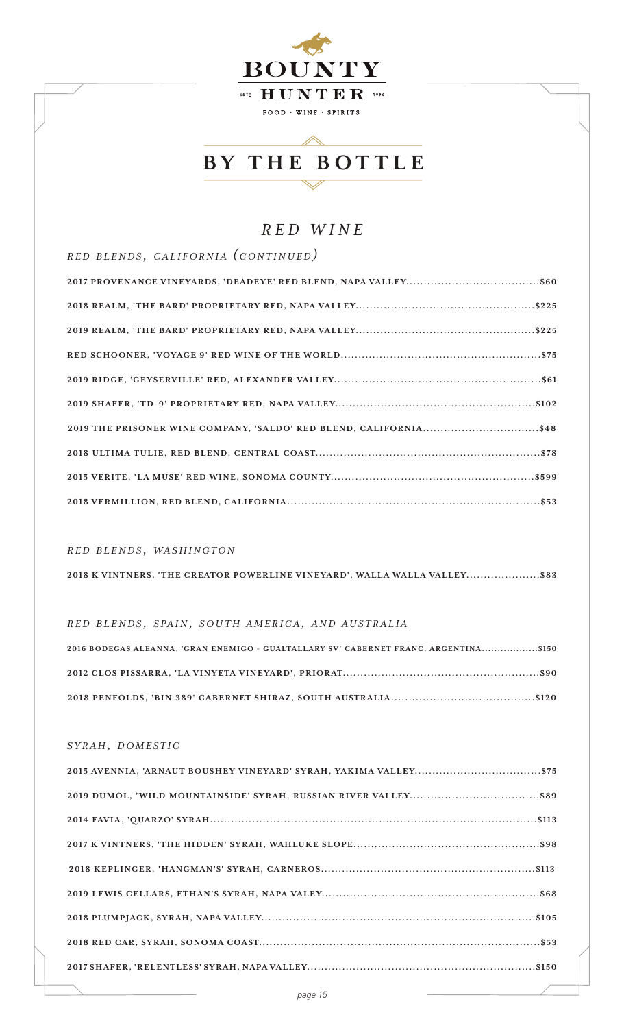# BOUNTY HUNTER

ESTD 1996

FOOD · WINE · SPIRITS

## BY THE BOTTLE

## *RED WINE*

### *RED BLENDS, CALIFORNIA (CONTINUED)*

**2017 PROVENANCE VINEYARDS, 'DEADEYE' RED BLEND, NAPA VALLEY....................................$60**

**2018 REALM, 'THE BARD' PROPRIETARY RED, NAPA VALLEY....................................$225**

**2019 REALM, 'THE BARD' PROPRIETARY RED, NAPA VALLEY....................................$225**

**RED SCHOONER, 'VOYAGE 9' RED WINE OF THE WORLD....................................$75**

**2019 RIDGE, 'GEYSERVILLE' RED, ALEXANDER VALLEY....................................$61**

**2019 SHAFER, 'TD-9' PROPRIETARY RED, NAPA VALLEY....................................$102**

**2019 THE PRISONER WINE COMPANY, 'SALDO' RED BLEND, CALIFORNIA....................................$48**

**2018 ULTIMA TULIE, RED BLEND, CENTRAL COAST....................................$78**

**2015 VERITE, 'LA MUSE' RED WINE, SONOMA COUNTY....................................$599**

**2018 VERMILLION, RED BLEND, CALIFORNIA....................................$53**

### *RED BLENDS, WASHINGTON*

**2018 K VINTNERS, 'THE CREATOR POWERLINE VINEYARD', WALLA WALLA VALLEY....................$83**

### *RED BLENDS, SPAIN, SOUTH AMERICA, AND AUSTRALIA*

**2016 BODEGAS ALEANNA, 'GRAN ENEMIGO - GUALTALLARY SV' CABERNET FRANC, ARGENTINA..................$150**

**2012 CLOS PISSARRA, 'LA VINYETA VINEYARD', PRIORAT....................................$90**

**2018 PENFOLDS, 'BIN 389' CABERNET SHIRAZ, SOUTH AUSTRALIA....................................$120**

### *SYRAH, DOMESTIC*

**2015 AVENNIA, 'ARNAUT BOUSHEY VINEYARD' SYRAH, YAKIMA VALLEY....................................$75**

**2019 DUMOL, 'WILD MOUNTAINSIDE' SYRAH, RUSSIAN RIVER VALLEY....................................$89**

**2014 FAVIA, 'QUARZO' SYRAH....................................$113**

**2017 K VINTNERS, 'THE HIDDEN' SYRAH, WAHLUKE SLOPE....................................$98**

**2018 KEPLINGER, 'HANGMAN'S' SYRAH, CARNEROS....................................$113**

**2019 LEWIS CELLARS, ETHAN'S SYRAH, NAPA VALEY....................................$68**

**2018 PLUMPJACK, SYRAH, NAPA VALLEY....................................$105**

**2018 RED CAR, SYRAH, SONOMA COAST....................................$53**

**2017 SHAFER, 'RELENTLESS' SYRAH, NAPA VALLEY....................................$150**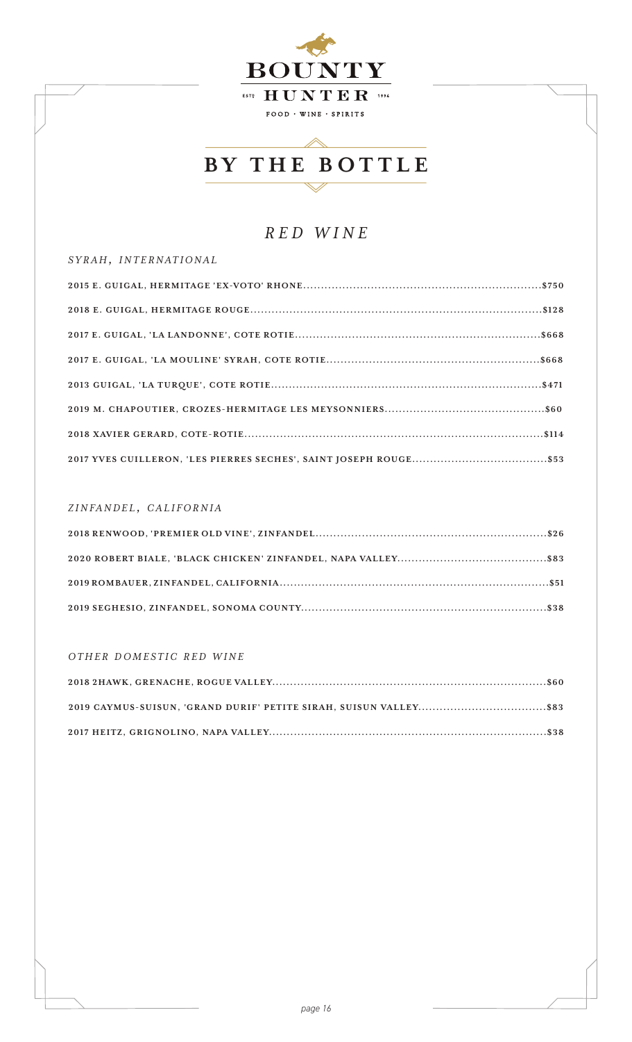BOUNTY

EST'D HUNTER 1996

FOOD · WINE · SPIRITS

# BY THE BOTTLE

## *RED WINE*

### *SYRAH, INTERNATIONAL*

**2015 E. GUIGAL, HERMITAGE 'EX-VOTO' RHONE..........$750**

**2018 E. GUIGAL, HERMITAGE ROUGE..........$128**

**2017 E. GUIGAL, 'LA LANDONNE', COTE ROTIE..........$668**

**2017 E. GUIGAL, 'LA MOULINE' SYRAH, COTE ROTIE..........$668**

**2013 GUIGAL, 'LA TURQUE', COTE ROTIE..........$471**

**2019 M. CHAPOUTIER, CROZES-HERMITAGE LES MEYSONNIERS..........$60**

**2018 XAVIER GERARD, COTE-ROTIE..........$114**

**2017 YVES CUILLERON, 'LES PIERRES SECHES', SAINT JOSEPH ROUGE..........$53**

### *ZINFANDEL, CALIFORNIA*

**2018 RENWOOD, 'PREMIER OLD VINE', ZINFANDEL..........$26**

**2020 ROBERT BIALE, 'BLACK CHICKEN' ZINFANDEL, NAPA VALLEY..........$83**

**2019 ROMBAUER, ZINFANDEL, CALIFORNIA..........$51**

**2019 SEGHESIO, ZINFANDEL, SONOMA COUNTY..........$38**

### *OTHER DOMESTIC RED WINE*

**2018 2HAWK, GRENACHE, ROGUE VALLEY..........$60**

**2019 CAYMUS-SUISUN, 'GRAND DURIF' PETITE SIRAH, SUISUN VALLEY..........$83**

**2017 HEITZ, GRIGNOLINO, NAPA VALLEY..........$38**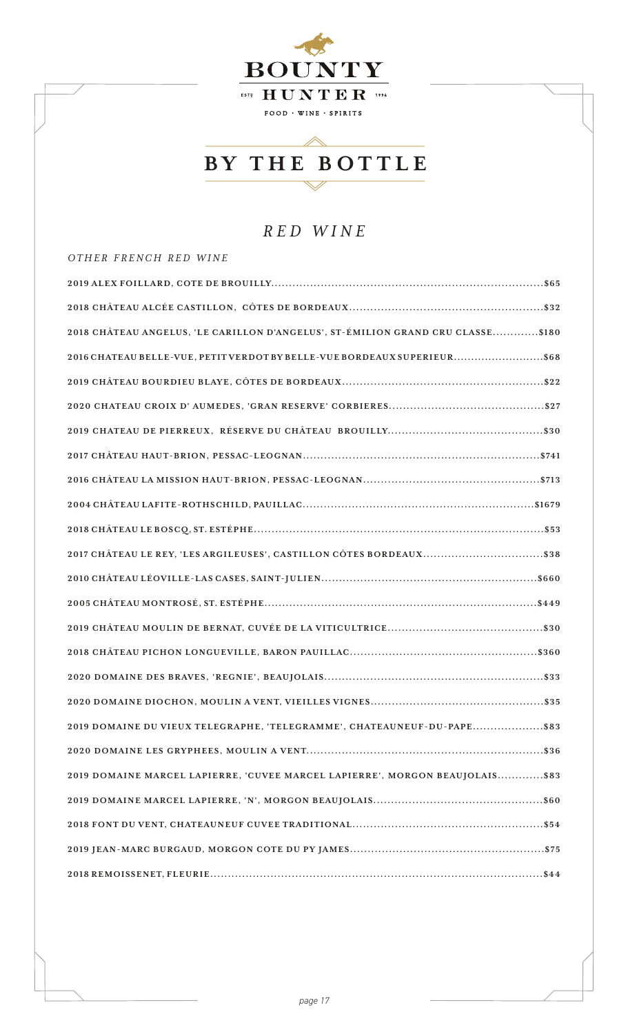# BOUNTY HUNTER

ESTD 1996

FOOD · WINE · SPIRITS

## BY THE BOTTLE

### *RED WINE*

*OTHER FRENCH RED WINE*

**2019 ALEX FOILLARD, COTE DE BROUILLY**..........$65

**2018 CHÂTEAU ALCÉE CASTILLON, CÔTES DE BORDEAUX**..........$32

**2018 CHÂTEAU ANGELUS, 'LE CARILLON D'ANGELUS', ST-ÉMILION GRAND CRU CLASSE**..........$180

**2016 CHATEAU BELLE-VUE, PETIT VERDOT BY BELLE-VUE BORDEAUX SUPERIEUR**..........$68

**2019 CHÂTEAU BOURDIEU BLAYE, CÔTES DE BORDEAUX**..........$22

**2020 CHATEAU CROIX D' AUMEDES, 'GRAN RESERVE' CORBIERES**..........$27

**2019 CHATEAU DE PIERREUX, RÉSERVE DU CHÂTEAU BROUILLY**..........$30

**2017 CHÂTEAU HAUT-BRION, PESSAC-LEOGNAN**..........$741

**2016 CHÂTEAU LA MISSION HAUT-BRION, PESSAC-LEOGNAN**..........$713

**2004 CHÂTEAU LAFITE-ROTHSCHILD, PAUILLAC**..........$1679

**2018 CHÂTEAU LE BOSCQ, ST. ESTÉPHE**..........$53

**2017 CHÂTEAU LE REY, 'LES ARGILEUSES', CASTILLON CÔTES BORDEAUX**..........$38

**2010 CHÂTEAU LÉOVILLE-LAS CASES, SAINT-JULIEN**..........$660

**2005 CHÂTEAU MONTROSÉ, ST. ESTÉPHE**..........$449

**2019 CHÂTEAU MOULIN DE BERNAT, CUVÉE DE LA VITICULTRICE**..........$30

**2018 CHÂTEAU PICHON LONGUEVILLE, BARON PAUILLAC**..........$360

**2020 DOMAINE DES BRAVES, 'REGNIE', BEAUJOLAIS**..........$33

**2020 DOMAINE DIOCHON, MOULIN A VENT, VIEILLES VIGNES**..........$35

**2019 DOMAINE DU VIEUX TELEGRAPHE, 'TELEGRAMME', CHATEAUNEUF-DU-PAPE**..........$83

**2020 DOMAINE LES GRYPHEES, MOULIN A VENT**..........$36

**2019 DOMAINE MARCEL LAPIERRE, 'CUVEE MARCEL LAPIERRE', MORGON BEAUJOLAIS**..........$83

**2019 DOMAINE MARCEL LAPIERRE, 'N', MORGON BEAUJOLAIS**..........$60

**2018 FONT DU VENT, CHATEAUNEUF CUVEE TRADITIONAL**..........$54

**2019 JEAN-MARC BURGAUD, MORGON COTE DU PY JAMES**..........$75

**2018 REMOISSENET, FLEURIE**..........$44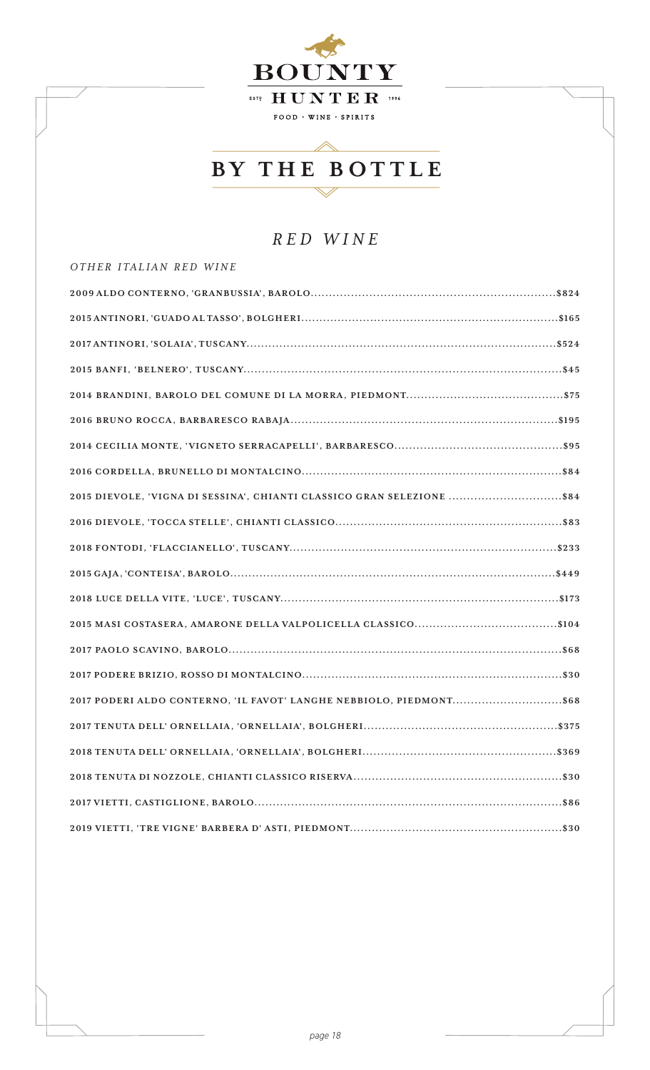# BOUNTY HUNTER

ESTD 1996

FOOD · WINE · SPIRITS

## BY THE BOTTLE

## *RED WINE*

### *OTHER ITALIAN RED WINE*

| Wine | Price |
|---|---|
| **2009 ALDO CONTERNO, 'GRANBUSSIA', BAROLO** | **$824** |
| **2015 ANTINORI, 'GUADO AL TASSO', BOLGHERI** | **$165** |
| **2017 ANTINORI, 'SOLAIA', TUSCANY** | **$524** |
| **2015 BANFI, 'BELNERO', TUSCANY** | **$45** |
| **2014 BRANDINI, BAROLO DEL COMUNE DI LA MORRA, PIEDMONT** | **$75** |
| **2016 BRUNO ROCCA, BARBARESCO RABAJA** | **$195** |
| **2014 CECILIA MONTE, 'VIGNETO SERRACAPELLI', BARBARESCO** | **$95** |
| **2016 CORDELLA, BRUNELLO DI MONTALCINO** | **$84** |
| **2015 DIEVOLE, 'VIGNA DI SESSINA', CHIANTI CLASSICO GRAN SELEZIONE** | **$84** |
| **2016 DIEVOLE, 'TOCCA STELLE', CHIANTI CLASSICO** | **$83** |
| **2018 FONTODI, 'FLACCIANELLO', TUSCANY** | **$233** |
| **2015 GAJA, 'CONTEISA', BAROLO** | **$449** |
| **2018 LUCE DELLA VITE, 'LUCE', TUSCANY** | **$173** |
| **2015 MASI COSTASERA, AMARONE DELLA VALPOLICELLA CLASSICO** | **$104** |
| **2017 PAOLO SCAVINO, BAROLO** | **$68** |
| **2017 PODERE BRIZIO, ROSSO DI MONTALCINO** | **$30** |
| **2017 PODERI ALDO CONTERNO, 'IL FAVOT' LANGHE NEBBIOLO, PIEDMONT** | **$68** |
| **2017 TENUTA DELL' ORNELLAIA, 'ORNELLAIA', BOLGHERI** | **$375** |
| **2018 TENUTA DELL' ORNELLAIA, 'ORNELLAIA', BOLGHERI** | **$369** |
| **2018 TENUTA DI NOZZOLE, CHIANTI CLASSICO RISERVA** | **$30** |
| **2017 VIETTI, CASTIGLIONE, BAROLO** | **$86** |
| **2019 VIETTI, 'TRE VIGNE' BARBERA D' ASTI, PIEDMONT** | **$30** |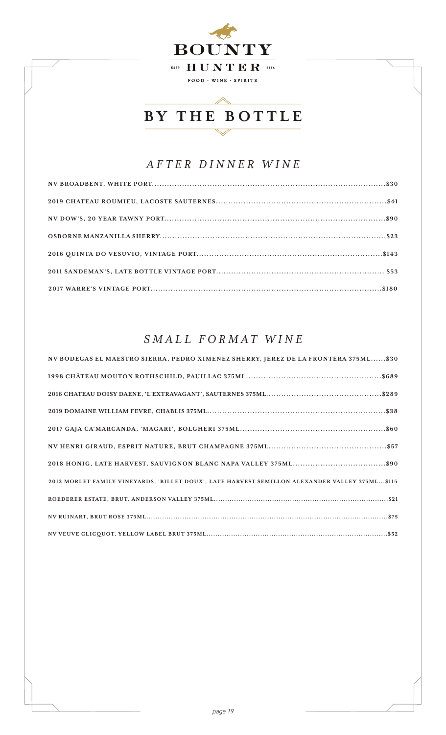# BOUNTY HUNTER

ESTD 1994

FOOD · WINE · SPIRITS

## BY THE BOTTLE

### *AFTER DINNER WINE*

**NV BROADBENT, WHITE PORT**..........$30

**2019 CHATEAU ROUMIEU, LACOSTE SAUTERNES**..........$41

**NV DOW'S, 20 YEAR TAWNY PORT**..........$90

**OSBORNE MANZANILLA SHERRY**..........$23

**2016 QUINTA DO VESUVIO, VINTAGE PORT**..........$143

**2011 SANDEMAN'S, LATE BOTTLE VINTAGE PORT**.......... $53

**2017 WARRE'S VINTAGE PORT**..........$180

### *SMALL FORMAT WINE*

**NV BODEGAS EL MAESTRO SIERRA, PEDRO XIMENEZ SHERRY, JEREZ DE LA FRONTERA 375ML**......$30

**1998 CHÂTEAU MOUTON ROTHSCHILD, PAUILLAC 375ML**..........$689

**2016 CHATEAU DOISY DAENE, 'L'EXTRAVAGANT', SAUTERNES 375ML**..........$289

**2019 DOMAINE WILLIAM FEVRE, CHABLIS 375ML**..........$38

**2017 GAJA CA'MARCANDA, 'MAGARI', BOLGHERI 375ML**..........$60

**NV HENRI GIRAUD, ESPRIT NATURE, BRUT CHAMPAGNE 375ML**..........$57

**2018 HONIG, LATE HARVEST, SAUVIGNON BLANC NAPA VALLEY 375ML**..........$90

**2012 MORLET FAMILY VINEYARDS, 'BILLET DOUX', LATE HARVEST SEMILLON ALEXANDER VALLEY 375ML**...$115

**ROEDERER ESTATE, BRUT, ANDERSON VALLEY 375ML**..........$21

**NV RUINART, BRUT ROSE 375ML**..........$75

**NV VEUVE CLICQUOT, YELLOW LABEL BRUT 375ML**..........$52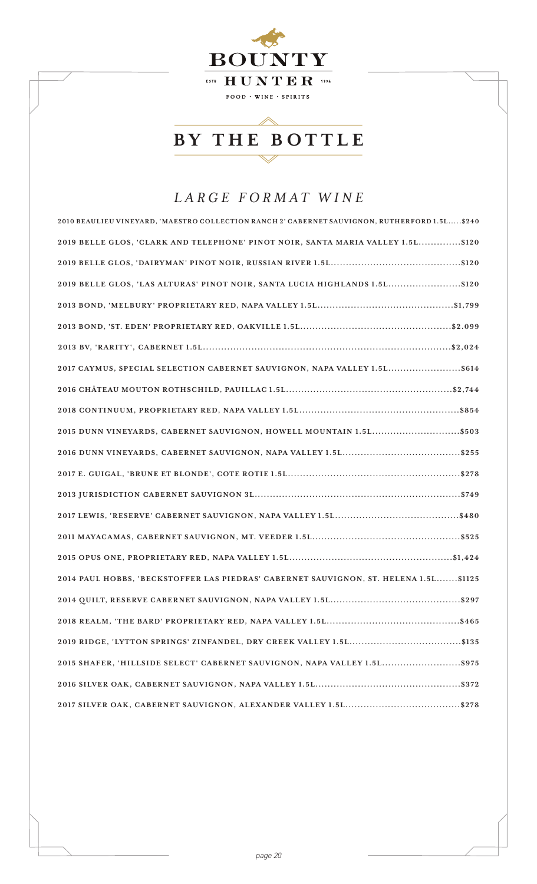# BOUNTY HUNTER

ESTD HUNTER 1996

FOOD · WINE · SPIRITS

## BY THE BOTTLE

### *LARGE FORMAT WINE*

**2010 BEAULIEU VINEYARD, 'MAESTRO COLLECTION RANCH 2' CABERNET SAUVIGNON, RUTHERFORD 1.5L.....$240**

**2019 BELLE GLOS, 'CLARK AND TELEPHONE' PINOT NOIR, SANTA MARIA VALLEY 1.5L..............$120**

**2019 BELLE GLOS, 'DAIRYMAN' PINOT NOIR, RUSSIAN RIVER 1.5L..........................................$120**

**2019 BELLE GLOS, 'LAS ALTURAS' PINOT NOIR, SANTA LUCIA HIGHLANDS 1.5L........................$120**

**2013 BOND, 'MELBURY' PROPRIETARY RED, NAPA VALLEY 1.5L............................................$1,799**

**2013 BOND, 'ST. EDEN' PROPRIETARY RED, OAKVILLE 1.5L.................................................$2.099**

**2013 BV, 'RARITY', CABERNET 1.5L.................................................................................$2,024**

**2017 CAYMUS, SPECIAL SELECTION CABERNET SAUVIGNON, NAPA VALLEY 1.5L........................$614**

**2016 CHÂTEAU MOUTON ROTHSCHILD, PAUILLAC 1.5L......................................................$2,744**

**2018 CONTINUUM, PROPRIETARY RED, NAPA VALLEY 1.5L....................................................$854**

**2015 DUNN VINEYARDS, CABERNET SAUVIGNON, HOWELL MOUNTAIN 1.5L............................$503**

**2016 DUNN VINEYARDS, CABERNET SAUVIGNON, NAPA VALLEY 1.5L......................................$255**

**2017 E. GUIGAL, 'BRUNE ET BLONDE', COTE ROTIE 1.5L........................................................$278**

**2013 JURISDICTION CABERNET SAUVIGNON 3L...................................................................$749**

**2017 LEWIS, 'RESERVE' CABERNET SAUVIGNON, NAPA VALLEY 1.5L........................................$480**

**2011 MAYACAMAS, CABERNET SAUVIGNON, MT. VEEDER 1.5L................................................$525**

**2015 OPUS ONE, PROPRIETARY RED, NAPA VALLEY 1.5L.....................................................$1,424**

**2014 PAUL HOBBS, 'BECKSTOFFER LAS PIEDRAS' CABERNET SAUVIGNON, ST. HELENA 1.5L.......$1125**

**2014 QUILT, RESERVE CABERNET SAUVIGNON, NAPA VALLEY 1.5L..........................................$297**

**2018 REALM, 'THE BARD' PROPRIETARY RED, NAPA VALLEY 1.5L...........................................$465**

**2019 RIDGE, 'LYTTON SPRINGS' ZINFANDEL, DRY CREEK VALLEY 1.5L....................................$135**

**2015 SHAFER, 'HILLSIDE SELECT' CABERNET SAUVIGNON, NAPA VALLEY 1.5L.........................$975**

**2016 SILVER OAK, CABERNET SAUVIGNON, NAPA VALLEY 1.5L...............................................$372**

**2017 SILVER OAK, CABERNET SAUVIGNON, ALEXANDER VALLEY 1.5L.....................................$278**